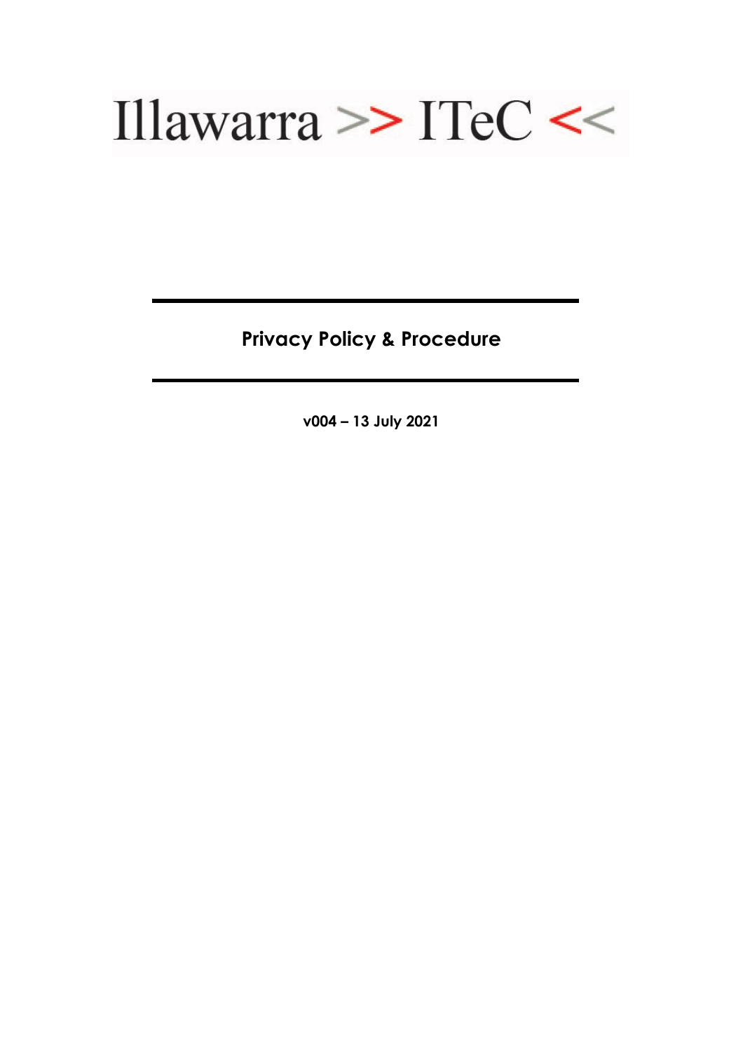Illalwarra >> ITeC <<

# Privacy Policy & Procedure

**v004 – 13 July 2021**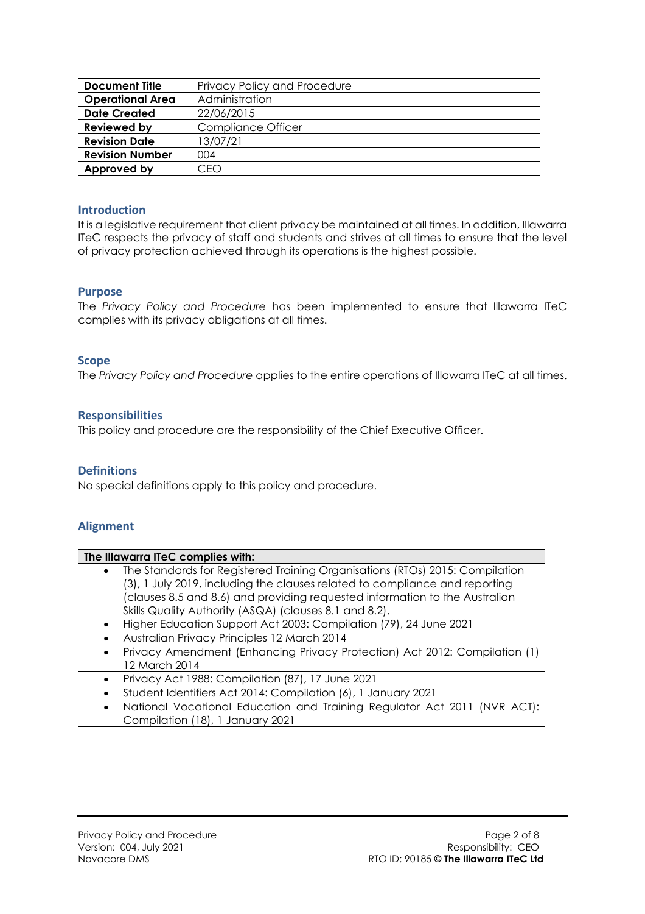| Document Title | Privacy Policy and Procedure |
|---|---|
| Operational Area | Administration |
| Date Created | 22/06/2015 |
| Reviewed by | Compliance Officer |
| Revision Date | 13/07/21 |
| Revision Number | 004 |
| Approved by | CEO |

## Introduction

It is a legislative requirement that client privacy be maintained at all times. In addition, Illawarra ITeC respects the privacy of staff and students and strives at all times to ensure that the level of privacy protection achieved through its operations is the highest possible.

## Purpose

The *Privacy Policy and Procedure* has been implemented to ensure that Illawarra ITeC complies with its privacy obligations at all times.

## Scope

The *Privacy Policy and Procedure* applies to the entire operations of Illawarra ITeC at all times.

## Responsibilities

This policy and procedure are the responsibility of the Chief Executive Officer.

## Definitions

No special definitions apply to this policy and procedure.

## Alignment

| The Illawarra ITeC complies with: |
|---|
| • The Standards for Registered Training Organisations (RTOs) 2015: Compilation (3), 1 July 2019, including the clauses related to compliance and reporting (clauses 8.5 and 8.6) and providing requested information to the Australian Skills Quality Authority (ASQA) (clauses 8.1 and 8.2). |
| • Higher Education Support Act 2003: Compilation (79), 24 June 2021 |
| • Australian Privacy Principles 12 March 2014 |
| • Privacy Amendment (Enhancing Privacy Protection) Act 2012: Compilation (1) 12 March 2014 |
| • Privacy Act 1988: Compilation (87), 17 June 2021 |
| • Student Identifiers Act 2014: Compilation (6), 1 January 2021 |
| • National Vocational Education and Training Regulator Act 2011 (NVR ACT): Compilation (18), 1 January 2021 |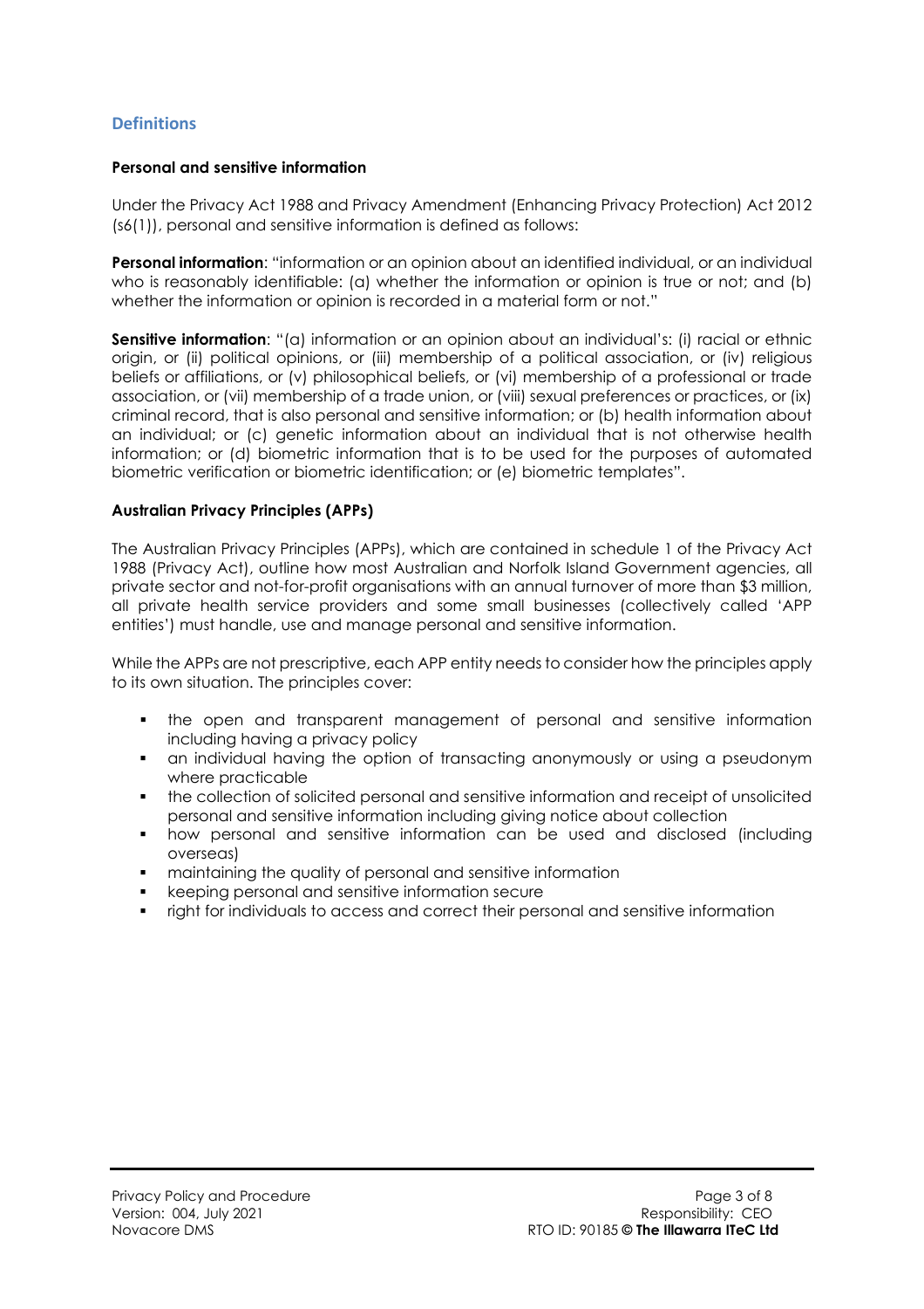## Definitions

**Personal and sensitive information**

Under the Privacy Act 1988 and Privacy Amendment (Enhancing Privacy Protection) Act 2012 (s6(1)), personal and sensitive information is defined as follows:

**Personal information**: "information or an opinion about an identified individual, or an individual who is reasonably identifiable: (a) whether the information or opinion is true or not; and (b) whether the information or opinion is recorded in a material form or not."

**Sensitive information**: "(a) information or an opinion about an individual's: (i) racial or ethnic origin, or (ii) political opinions, or (iii) membership of a political association, or (iv) religious beliefs or affiliations, or (v) philosophical beliefs, or (vi) membership of a professional or trade association, or (vii) membership of a trade union, or (viii) sexual preferences or practices, or (ix) criminal record, that is also personal and sensitive information; or (b) health information about an individual; or (c) genetic information about an individual that is not otherwise health information; or (d) biometric information that is to be used for the purposes of automated biometric verification or biometric identification; or (e) biometric templates".

**Australian Privacy Principles (APPs)**

The Australian Privacy Principles (APPs), which are contained in schedule 1 of the Privacy Act 1988 (Privacy Act), outline how most Australian and Norfolk Island Government agencies, all private sector and not-for-profit organisations with an annual turnover of more than $3 million, all private health service providers and some small businesses (collectively called 'APP entities') must handle, use and manage personal and sensitive information.

While the APPs are not prescriptive, each APP entity needs to consider how the principles apply to its own situation. The principles cover:

- the open and transparent management of personal and sensitive information including having a privacy policy
- an individual having the option of transacting anonymously or using a pseudonym where practicable
- the collection of solicited personal and sensitive information and receipt of unsolicited personal and sensitive information including giving notice about collection
- how personal and sensitive information can be used and disclosed (including overseas)
- maintaining the quality of personal and sensitive information
- keeping personal and sensitive information secure
- right for individuals to access and correct their personal and sensitive information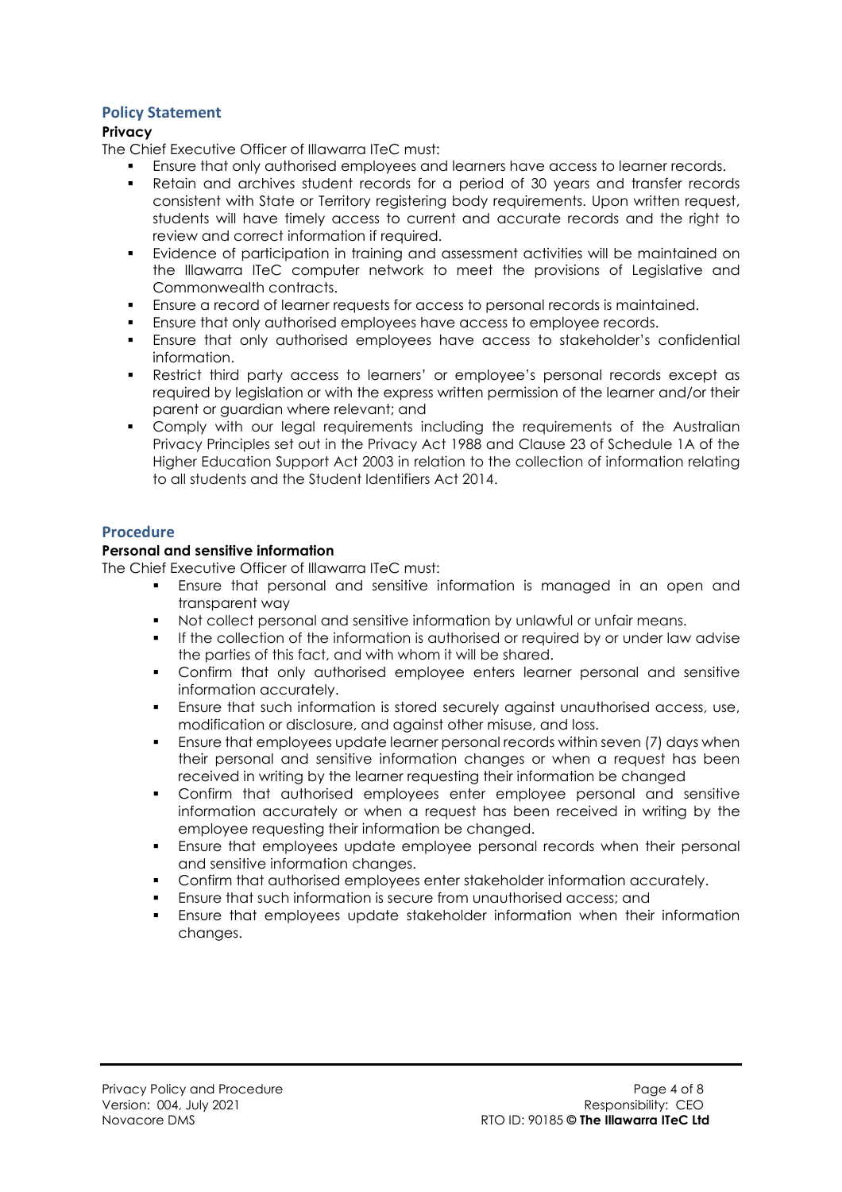## Policy Statement

**Privacy**

The Chief Executive Officer of Illawarra ITeC must:

- Ensure that only authorised employees and learners have access to learner records.
- Retain and archives student records for a period of 30 years and transfer records consistent with State or Territory registering body requirements. Upon written request, students will have timely access to current and accurate records and the right to review and correct information if required.
- Evidence of participation in training and assessment activities will be maintained on the Illawarra ITeC computer network to meet the provisions of Legislative and Commonwealth contracts.
- Ensure a record of learner requests for access to personal records is maintained.
- Ensure that only authorised employees have access to employee records.
- Ensure that only authorised employees have access to stakeholder's confidential information.
- Restrict third party access to learners' or employee's personal records except as required by legislation or with the express written permission of the learner and/or their parent or guardian where relevant; and
- Comply with our legal requirements including the requirements of the Australian Privacy Principles set out in the Privacy Act 1988 and Clause 23 of Schedule 1A of the Higher Education Support Act 2003 in relation to the collection of information relating to all students and the Student Identifiers Act 2014.

## Procedure

**Personal and sensitive information**

The Chief Executive Officer of Illawarra ITeC must:

- Ensure that personal and sensitive information is managed in an open and transparent way
- Not collect personal and sensitive information by unlawful or unfair means.
- If the collection of the information is authorised or required by or under law advise the parties of this fact, and with whom it will be shared.
- Confirm that only authorised employee enters learner personal and sensitive information accurately.
- Ensure that such information is stored securely against unauthorised access, use, modification or disclosure, and against other misuse, and loss.
- Ensure that employees update learner personal records within seven (7) days when their personal and sensitive information changes or when a request has been received in writing by the learner requesting their information be changed
- Confirm that authorised employees enter employee personal and sensitive information accurately or when a request has been received in writing by the employee requesting their information be changed.
- Ensure that employees update employee personal records when their personal and sensitive information changes.
- Confirm that authorised employees enter stakeholder information accurately.
- Ensure that such information is secure from unauthorised access; and
- Ensure that employees update stakeholder information when their information changes.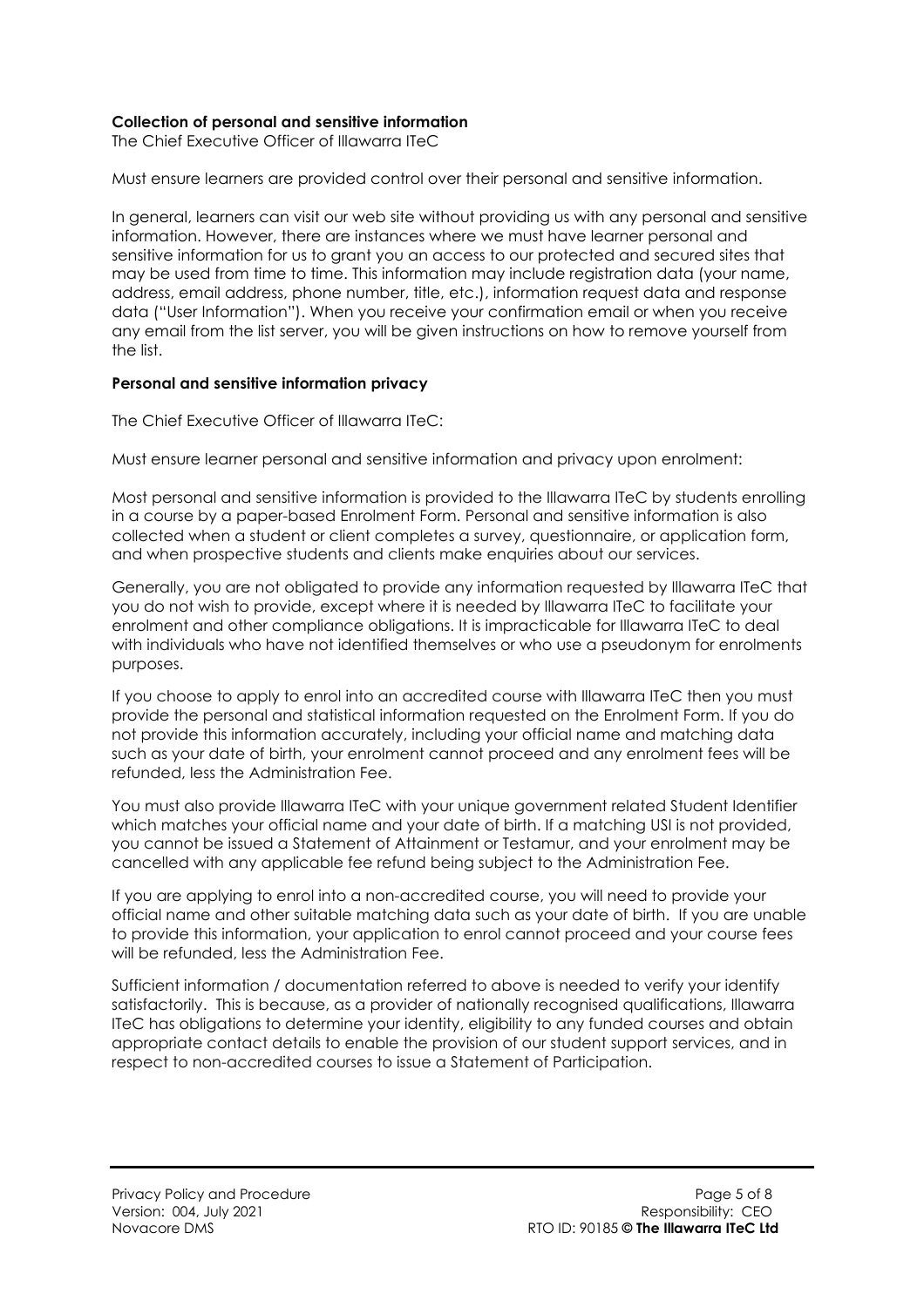**Collection of personal and sensitive information**

The Chief Executive Officer of Illawarra ITeC

Must ensure learners are provided control over their personal and sensitive information.

In general, learners can visit our web site without providing us with any personal and sensitive information. However, there are instances where we must have learner personal and sensitive information for us to grant you an access to our protected and secured sites that may be used from time to time. This information may include registration data (your name, address, email address, phone number, title, etc.), information request data and response data ("User Information"). When you receive your confirmation email or when you receive any email from the list server, you will be given instructions on how to remove yourself from the list.

**Personal and sensitive information privacy**

The Chief Executive Officer of Illawarra ITeC:

Must ensure learner personal and sensitive information and privacy upon enrolment:

Most personal and sensitive information is provided to the Illawarra ITeC by students enrolling in a course by a paper-based Enrolment Form. Personal and sensitive information is also collected when a student or client completes a survey, questionnaire, or application form, and when prospective students and clients make enquiries about our services.

Generally, you are not obligated to provide any information requested by Illawarra ITeC that you do not wish to provide, except where it is needed by Illawarra ITeC to facilitate your enrolment and other compliance obligations. It is impracticable for Illawarra ITeC to deal with individuals who have not identified themselves or who use a pseudonym for enrolments purposes.

If you choose to apply to enrol into an accredited course with Illawarra ITeC then you must provide the personal and statistical information requested on the Enrolment Form. If you do not provide this information accurately, including your official name and matching data such as your date of birth, your enrolment cannot proceed and any enrolment fees will be refunded, less the Administration Fee.

You must also provide Illawarra ITeC with your unique government related Student Identifier which matches your official name and your date of birth. If a matching USI is not provided, you cannot be issued a Statement of Attainment or Testamur, and your enrolment may be cancelled with any applicable fee refund being subject to the Administration Fee.

If you are applying to enrol into a non-accredited course, you will need to provide your official name and other suitable matching data such as your date of birth. If you are unable to provide this information, your application to enrol cannot proceed and your course fees will be refunded, less the Administration Fee.

Sufficient information / documentation referred to above is needed to verify your identify satisfactorily. This is because, as a provider of nationally recognised qualifications, Illawarra ITeC has obligations to determine your identity, eligibility to any funded courses and obtain appropriate contact details to enable the provision of our student support services, and in respect to non-accredited courses to issue a Statement of Participation.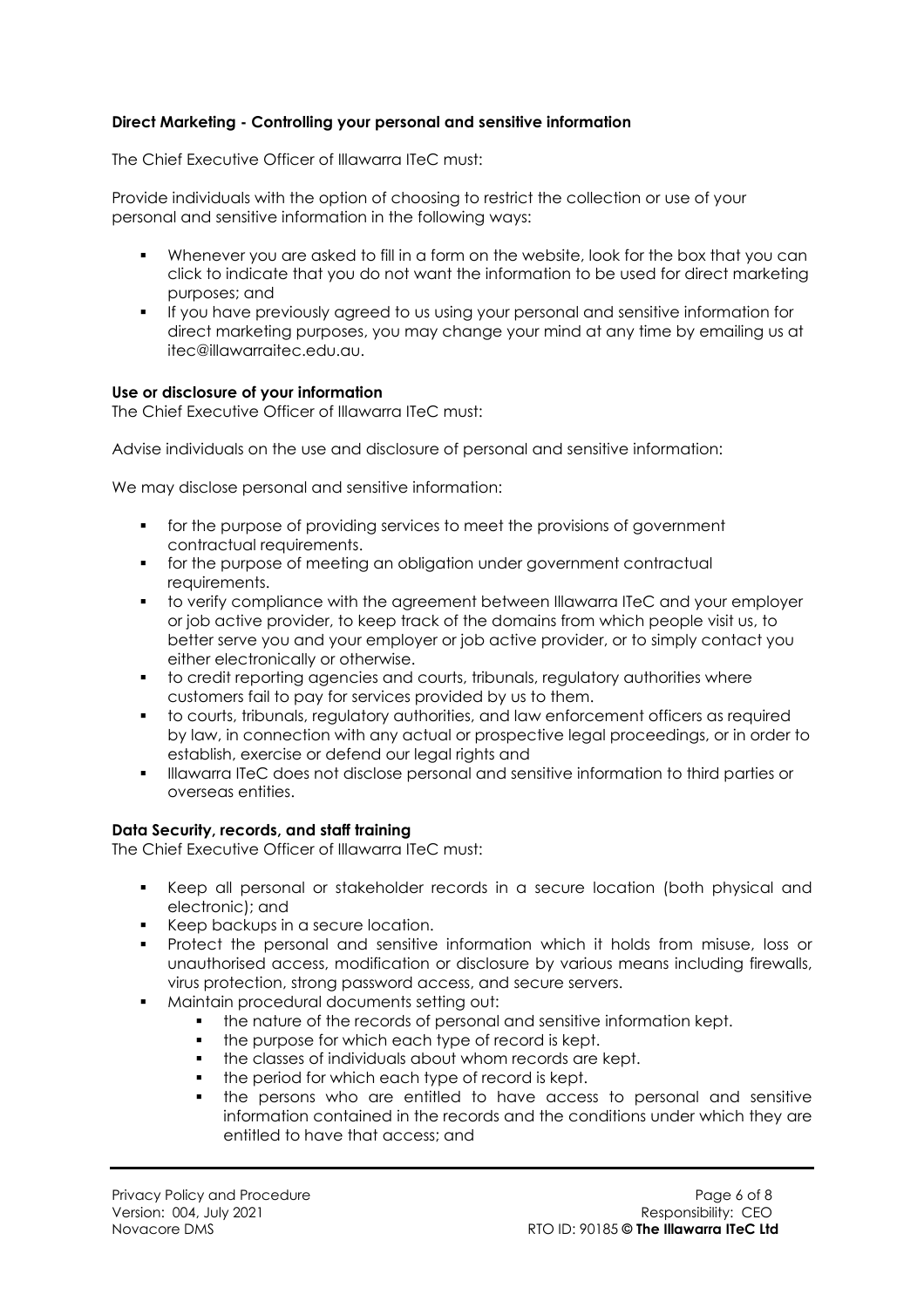**Direct Marketing - Controlling your personal and sensitive information**

The Chief Executive Officer of Illawarra ITeC must:

Provide individuals with the option of choosing to restrict the collection or use of your personal and sensitive information in the following ways:

- Whenever you are asked to fill in a form on the website, look for the box that you can click to indicate that you do not want the information to be used for direct marketing purposes; and
- If you have previously agreed to us using your personal and sensitive information for direct marketing purposes, you may change your mind at any time by emailing us at itec@illawarraitec.edu.au.

**Use or disclosure of your information**

The Chief Executive Officer of Illawarra ITeC must:

Advise individuals on the use and disclosure of personal and sensitive information:

We may disclose personal and sensitive information:

- for the purpose of providing services to meet the provisions of government contractual requirements.
- for the purpose of meeting an obligation under government contractual requirements.
- to verify compliance with the agreement between Illawarra ITeC and your employer or job active provider, to keep track of the domains from which people visit us, to better serve you and your employer or job active provider, or to simply contact you either electronically or otherwise.
- to credit reporting agencies and courts, tribunals, regulatory authorities where customers fail to pay for services provided by us to them.
- to courts, tribunals, regulatory authorities, and law enforcement officers as required by law, in connection with any actual or prospective legal proceedings, or in order to establish, exercise or defend our legal rights and
- Illawarra ITeC does not disclose personal and sensitive information to third parties or overseas entities.

**Data Security, records, and staff training**

The Chief Executive Officer of Illawarra ITeC must:

- Keep all personal or stakeholder records in a secure location (both physical and electronic); and
- Keep backups in a secure location.
- Protect the personal and sensitive information which it holds from misuse, loss or unauthorised access, modification or disclosure by various means including firewalls, virus protection, strong password access, and secure servers.
- Maintain procedural documents setting out:
  - the nature of the records of personal and sensitive information kept.
  - the purpose for which each type of record is kept.
  - the classes of individuals about whom records are kept.
  - the period for which each type of record is kept.
  - the persons who are entitled to have access to personal and sensitive information contained in the records and the conditions under which they are entitled to have that access; and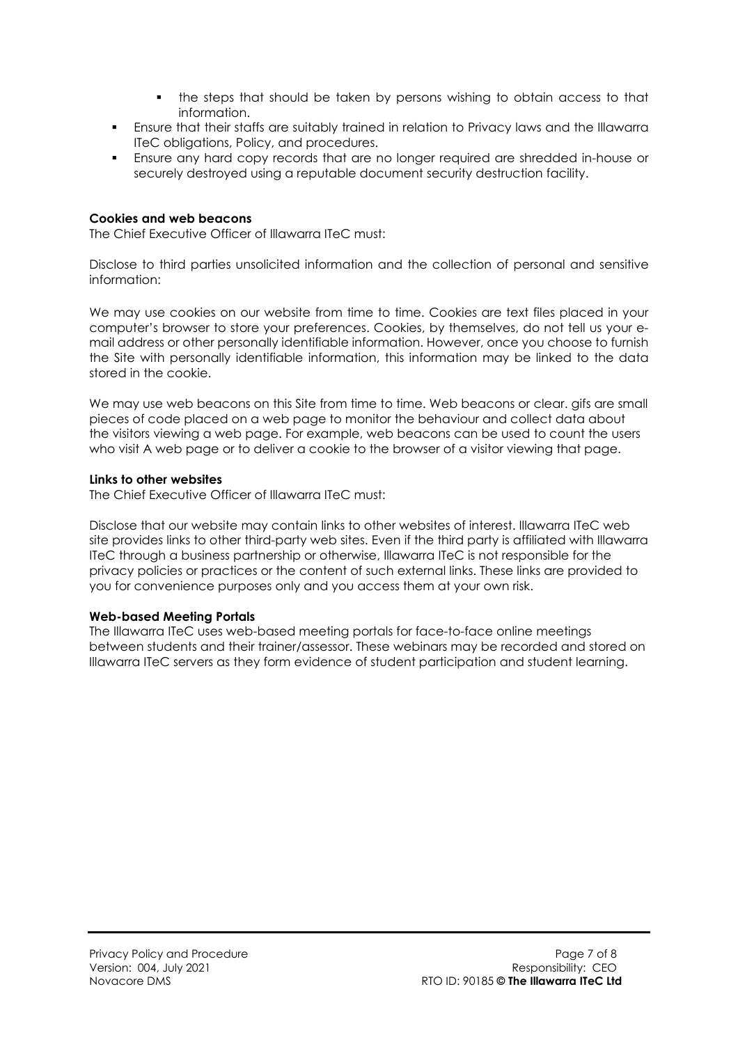- the steps that should be taken by persons wishing to obtain access to that information.
- Ensure that their staffs are suitably trained in relation to Privacy laws and the Illawarra ITeC obligations, Policy, and procedures.
- Ensure any hard copy records that are no longer required are shredded in-house or securely destroyed using a reputable document security destruction facility.

**Cookies and web beacons**

The Chief Executive Officer of Illawarra ITeC must:

Disclose to third parties unsolicited information and the collection of personal and sensitive information:

We may use cookies on our website from time to time. Cookies are text files placed in your computer's browser to store your preferences. Cookies, by themselves, do not tell us your e-mail address or other personally identifiable information. However, once you choose to furnish the Site with personally identifiable information, this information may be linked to the data stored in the cookie.

We may use web beacons on this Site from time to time. Web beacons or clear. gifs are small pieces of code placed on a web page to monitor the behaviour and collect data about the visitors viewing a web page. For example, web beacons can be used to count the users who visit A web page or to deliver a cookie to the browser of a visitor viewing that page.

**Links to other websites**

The Chief Executive Officer of Illawarra ITeC must:

Disclose that our website may contain links to other websites of interest. Illawarra ITeC web site provides links to other third-party web sites. Even if the third party is affiliated with Illawarra ITeC through a business partnership or otherwise, Illawarra ITeC is not responsible for the privacy policies or practices or the content of such external links. These links are provided to you for convenience purposes only and you access them at your own risk.

**Web-based Meeting Portals**

The Illawarra ITeC uses web-based meeting portals for face-to-face online meetings between students and their trainer/assessor. These webinars may be recorded and stored on Illawarra ITeC servers as they form evidence of student participation and student learning.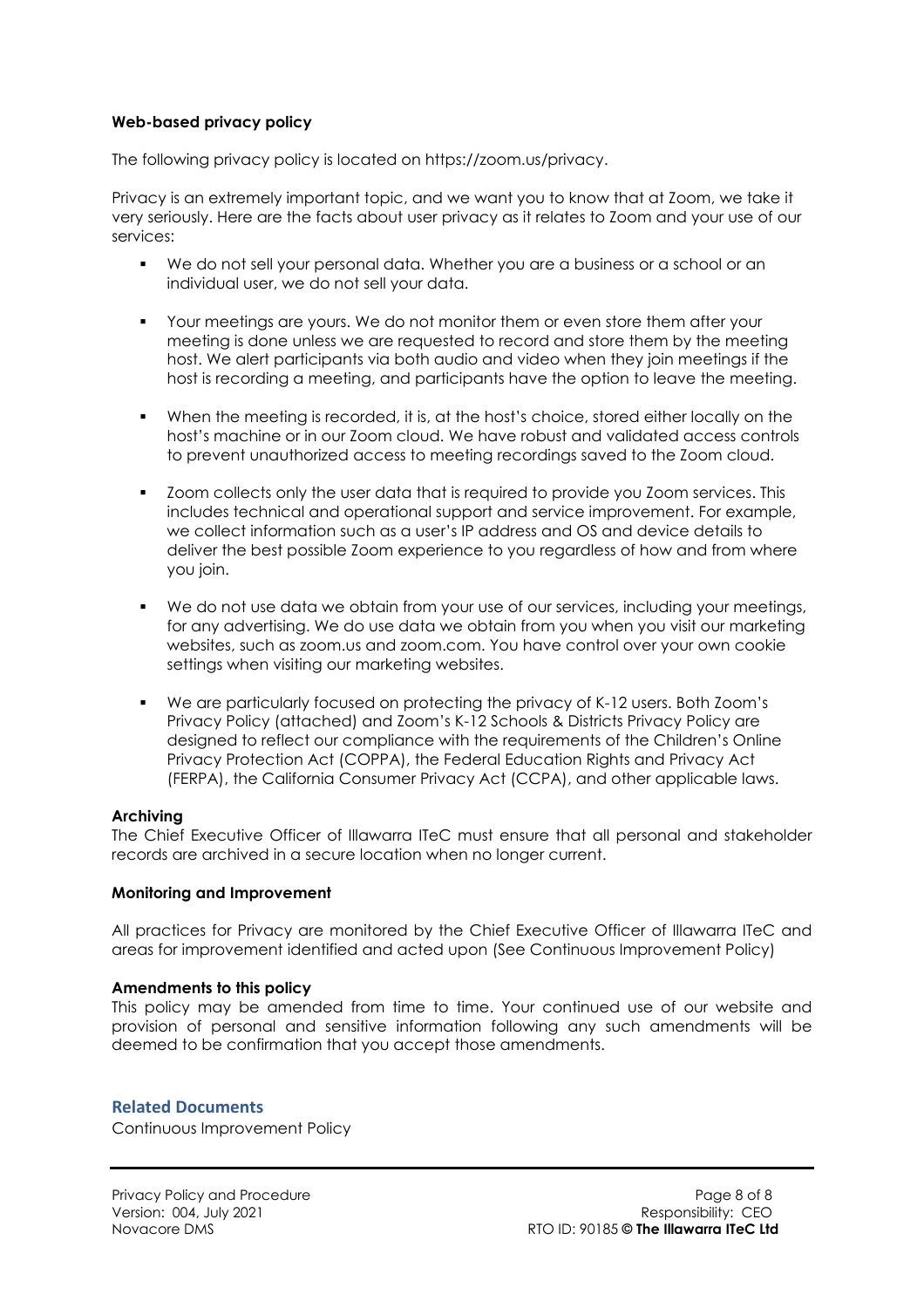**Web-based privacy policy**

The following privacy policy is located on https://zoom.us/privacy.

Privacy is an extremely important topic, and we want you to know that at Zoom, we take it very seriously. Here are the facts about user privacy as it relates to Zoom and your use of our services:

- We do not sell your personal data. Whether you are a business or a school or an individual user, we do not sell your data.
- Your meetings are yours. We do not monitor them or even store them after your meeting is done unless we are requested to record and store them by the meeting host. We alert participants via both audio and video when they join meetings if the host is recording a meeting, and participants have the option to leave the meeting.
- When the meeting is recorded, it is, at the host's choice, stored either locally on the host's machine or in our Zoom cloud. We have robust and validated access controls to prevent unauthorized access to meeting recordings saved to the Zoom cloud.
- Zoom collects only the user data that is required to provide you Zoom services. This includes technical and operational support and service improvement. For example, we collect information such as a user's IP address and OS and device details to deliver the best possible Zoom experience to you regardless of how and from where you join.
- We do not use data we obtain from your use of our services, including your meetings, for any advertising. We do use data we obtain from you when you visit our marketing websites, such as zoom.us and zoom.com. You have control over your own cookie settings when visiting our marketing websites.
- We are particularly focused on protecting the privacy of K-12 users. Both Zoom's Privacy Policy (attached) and Zoom's K-12 Schools & Districts Privacy Policy are designed to reflect our compliance with the requirements of the Children's Online Privacy Protection Act (COPPA), the Federal Education Rights and Privacy Act (FERPA), the California Consumer Privacy Act (CCPA), and other applicable laws.

**Archiving**

The Chief Executive Officer of Illawarra ITeC must ensure that all personal and stakeholder records are archived in a secure location when no longer current.

**Monitoring and Improvement**

All practices for Privacy are monitored by the Chief Executive Officer of Illawarra ITeC and areas for improvement identified and acted upon (See Continuous Improvement Policy)

**Amendments to this policy**

This policy may be amended from time to time. Your continued use of our website and provision of personal and sensitive information following any such amendments will be deemed to be confirmation that you accept those amendments.

## Related Documents

Continuous Improvement Policy